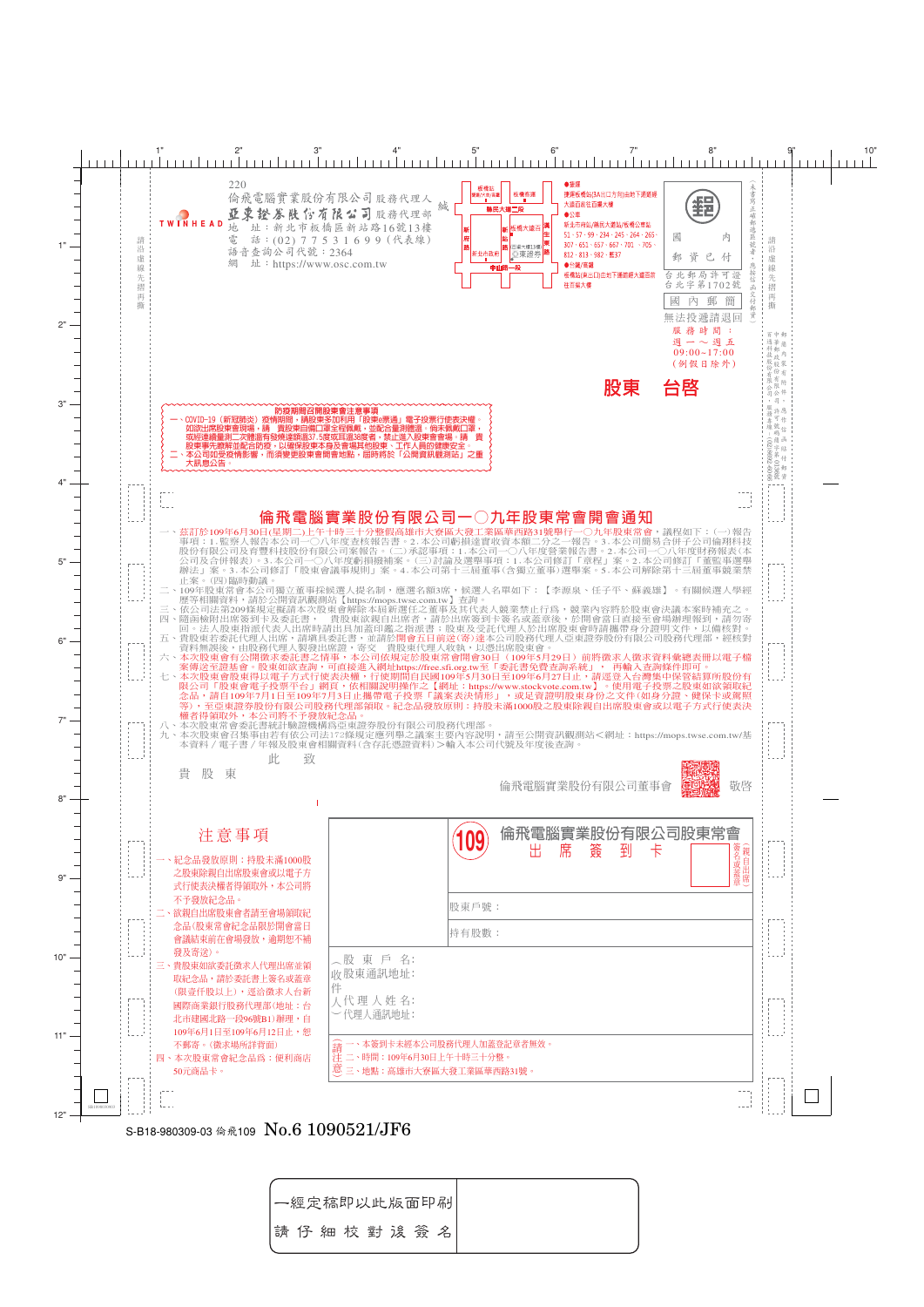220
倫飛電腦實業股份有限公司 股務代理人
亞東證券股份有限公司 股務代理部
地　址：新北市板橋區新站路16號13樓
電　話：(02) 7 7 5 3 1 6 9 9（代表線）
語音查詢公司代號：2364
網　址：https://www.osc.com.tw

●捷運
捷運板橋站(3A出口方向)出站下通道經大遠百前往百慶大樓
●公車
新北市府站(縣民大道站/板橋公車站)
51、57、99、234、245、264、265、307、651、657、667、701、705、812、813、982、藍37
●台鐵/高鐵
板橋站(東出口)出站下通道經大遠百前往百慶大樓

郵資已付
台北郵局許可證
台北字第1702號
國內郵簡

無法投遞請退回
服務時間：
週一～週五
09:00~17:00
（例假日除外）

# 股東　台啓

**防疫期間召開股東會注意事項**

一、COVID-19（新冠肺炎）疫情期間，請股東多加利用「股東e票通」電子投票行使表決權。如欲出席股東會現場，請　貴股東自備口罩全程佩戴，並配合量測體溫，倘未佩戴口罩，或經連續量測二次體溫有發燒達額溫37.5度或耳溫38度者，禁止進入股東會會場。請　貴股東事先瞭解並配合防疫，以確保股東本身及會場其他股東、工作人員的健康安全。

二、本公司如受疫情影響，而須變更股東會開會地點，屆時將於「公開資訊觀測站」之重大訊息公告。

## 倫飛電腦實業股份有限公司一〇九年股東常會開會通知

一、茲訂於109年6月30日(星期二)上午十時三十分整假高雄市大寮區大發工業區華西路31號舉行一〇九年股東常會，議程如下：(一)報告事項：1.監察人報告本公司一〇八年度查核報告書。2.本公司虧損達實收資本額二分之一報告。3.本公司簡易合併子公司倫翔科技股份有限公司及育豐科技股份有限公司案報告。(二)承認事項：1.本公司一〇八年度營業報告書。2.本公司一〇八年度財務報表(本公司及合併報表)。3.本公司一〇八年度虧損撥補案。(三)討論及選舉事項：1.本公司修訂「章程」案。2.本公司修訂「董監事選舉辦法」案。3.本公司修訂「股東會議事規則」案。4.本公司第十三屆董事(含獨立董事)選舉案。5.本公司解除第十三屆董事競業禁止案。(四)臨時動議。

二、109年股東常會本公司獨立董事採候選人提名制，應選名額3席，候選人名單如下：【李源泉、任子平、蘇義雄】。有關候選人學經歷等相關資料，請於公開資訊觀測站【https://mops.twse.com.tw】查詢。

三、依公司法第209條規定擬請本次股東會解除本屆新選任之董事及其代表人競業禁止行為，競業內容將於股東會決議本案時補充之。

四、隨函檢附出席簽到卡及委託書，　貴股東欲親自出席者，請於出席簽到卡簽名或蓋章後，於開會當日直接至會場辦理報到，請勿寄回。法人股東指派代表人出席時請出具加蓋印鑑之指派書；股東及受託代理人於出席股東會時請攜帶身分證明文件，以備核對。

五、貴股東若委託代理人出席，請填具委託書，並請於開會五日前送(寄)達本公司股務代理人亞東證券股份有限公司股務代理部，經核對資料無誤後，由股務代理人製發出席證，寄交　貴股東代理人收執，以憑出席股東會。

六、本次股東會有公開徵求委託書之情事，本公司依規定於股東會開會前30日（109年5月29日）前將徵求人徵求資料彙總表冊以電子檔案傳送至證基會。股東如欲查詢，可直接進入網址https://free.sfi.org.tw至「委託書免費查詢系統」，再輸入查詢條件即可。

七、本次股東會股東得以電子方式行使表決權，行使期間自民國109年5月30日至109年6月27日止，請逕登入台灣集中保管結算所股份有限公司「股東會電子投票平台」網頁，依相關說明操作之【網址：https://www.stockvote.com.tw】。使用電子投票之股東如欲領取紀念品，請自109年7月1日至109年7月3日止攜帶電子投票「議案表決情形」，或足資證明股東身份之文件(如身分證、健保卡或駕照等)，至亞東證券股份有限公司股務代理部領取。紀念品發放原則：持股未滿1000股之股東除親自出席股東會或以電子方式行使表決權者得領取外，本公司將不予發放紀念品。

八、本次股東常會委託書統計驗證機構為亞東證券股份有限公司股務代理部。

九、本次股東會召集事由若有依公司法172條規定應列舉之議案主要內容說明，請至公開資訊觀測站<網址：https://mops.twse.com.tw/基本資料/電子書/年報及股東會相關資料(含存託憑證資料)>輸入本公司代號及年度後查詢。

此　致

貴 股 東

倫飛電腦實業股份有限公司董事會　敬啓

## 注意事項

一、紀念品發放原則：持股未滿1000股之股東除親自出席股東會或以電子方式行使表決權者得領取外，本公司將不予發放紀念品。

二、欲親自出席股東會者請至會場領取紀念品(股東常會紀念品限於開會當日會議結束前在會場發放，逾期恕不補發及寄送)。

三、貴股東如欲委託徵求人代理出席並領取紀念品，請於委託書上簽名或蓋章(限度仟股以上)，逕治徵求人台新國際商業銀行股務代理部(地址：台北市建國北路一段96號B1)辦理，自109年6月1日至109年6月12日止，恕不郵寄。(徵求場所詳背面)

四、本次股東常會紀念品為：便利商店50元商品卡。

### 109 倫飛電腦實業股份有限公司股東常會 出 席 簽 到 卡

（親自出席）簽名或蓋章

股東戶號：

持有股數：

（股東戶名：
收股東通訊地址：
件
人代理人姓名：
）代理人通訊地址：

請注意
一、本簽到卡未經本公司股務代理人加蓋登記章者無效。
二、時間：109年6月30日上午十時三十分整。
三、地點：高雄市大寮區大發工業區華西路31號。

S-B18-980309-03 倫飛109 No.6 1090521/JF6

一經定稿即以此版面印刷
請 仔 細 校 對 後 簽 名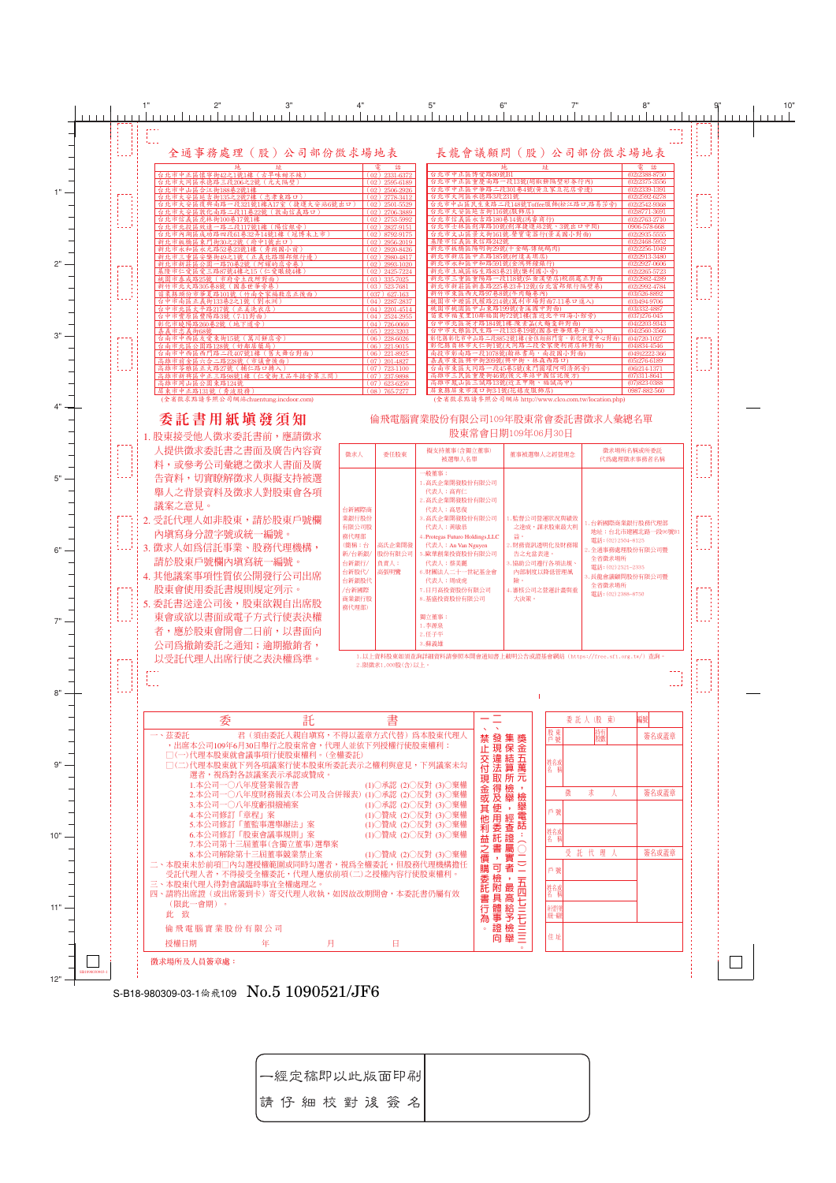## 全通事務處理（股）公司部份徵求場地表

| 地　　址 | 電　　話 |
|---|---|
| 台北市中正區懷寧街42之1號1樓（赤單味麵不挑） | （02）2331-6372 |
| 台北市大同區承德路三段206之2號（元大銀號） | （02）2595-6189 |
| 台北市中山區合江街188巷2號1樓 | （02）2506-2926 |
| 台北市大安區延吉街135之2號2樓（忠孝東路口） | （02）2778-3412 |
| 台北市大安區復興南路一段321號1樓A17室（捷運大安站6號出口） | （02）2501-5529 |
| 台北市大安區敦化南路一段11巷22號（敦南信義路口） | （02）2706-3889 |
| 台北市信義區光復南路100巷17號1樓 | （02）2753-5992 |
| 台北市北投區承德路七段117號1樓（陽信銀行） | （02）2827-9151 |
| 台北市內湖區成功路四段61巷32弄1號1樓（鼎博士中心） | （02）8792-9175 |
| 新北市板橋區文化路一段30之3號（府中1號出口） | （02）2956-2019 |
| 新北市永和區永元路52巷23號1樓（秀朗國小前） | （02）2920-8426 |
| 新北市三重區安樂街49之1號（正義北路郵局旁） | （02）2980-4817 |
| 新北市新莊區公園一路70巷2號（河邊的慈愛） | （02）2993-1020 |
| 基隆市仁愛區愛三路92號4樓之15（仁愛郵局1樓） | （02）2425-7224 |
| 桃園市桃園區復興路25號（市府會主席所對面） | （03）335-7025 |
| 新竹市北區大同路305巷3號（國泰世華分行） | （03）523-7681 |
| 苗栗縣竹南鎮光復路101號（竹南全家福戲院店後面） | （037）627-163 |
| 台中市南區五義街133巷2之1號（對永洲） | （04）2287-2837 |
| 台中市北區太平路217號（正美冰店） | （04）2201-4514 |
| 台中市豐原區豐陽路3號（7-11對面） | （04）2524-2955 |
| 彰化市旭陽路260巷2號（地下道旁） | （04）726-0060 |
| 嘉義市北區吳鳳北路68號 | （05）222-3203 |
| 台南市中西區民權路一段15號（萬川鮮店旁） | （06）228-6026 |
| 台南市北區公園路128號（好鄰居餐旁） | （06）221-9015 |
| 台南市中西區西門路二段407號1樓（復大舞台對面） | （06）221-8925 |
| 高雄市前金區六合二路228號（市議會後面） | （07）201-4827 |
| 高雄市苓雅區五福路27號（博仁路口轉入） | （07）723-1100 |
| 高雄市新興區中正三路96號1樓（仁愛衛生局平語會客三間） | （07）237-9898 |
| 高雄市岡山區公園東路124號 | （07）623-6250 |
| 屏東市中正路131號（秀清殿後） | （08）765-7277 |

（全省徵求點請參照公司網站chuentung.incdoor.com）

## 長龍會議顧問（股）公司部份徵求場地表

| 地　　址 | 電　　話 |
|---|---|
| 台北市中正區博愛路80號B1 | (02)2388-8750 |
| 台北市中正區重慶南路一段13號(明星咖啡地下室合作行) | (02)2375-3556 |
| 台北市中正區中華路一段101巷4號(愛豆家店北店旁邊) | (02)2339-1391 |
| 台北市大同區承德路3段234號 | (02)2592-6278 |
| 台北市中山區民生東路三段148號Toffee服飾(往江路口,路易莎旁) | (02)2542-9358 |
| 台北市大安區延吉街116號(啟發店) | (02)8771-3091 |
| 台北市信義區松吉路180巷14號(尚青街行) | (02)2763-2710 |
| 台北市士林區前港路10號(捷運劍潭站2號、3號出口下階) | 0906-578-668 |
| 台北市文山區景文街161號.華豐電器行(景美國小對面) | (02)2935-5555 |
| 基隆市信義區東信路242號 | (02)2468-5952 |
| 新北市板橋區南雅南路2段9號(千金碼.傳統碼頭) | (02)2256-1049 |
| 新北市新店區中正路185號(新運大郵店) | (02)2913-3480 |
| 新北市永和區中和路261號(家樂福旁邊) | (02)2927-0606 |
| 新北市土城區裕生路83巷21號(樂利國小旁) | (02)2265-5723 |
| 新北市三重區重陽路一段118號(三重運坊店)統計電話前面 | (02)2982-4289 |
| 新北市新莊區新泰路225巷23弄12號(台北富邦銀行隔壁巷) | (02)2992-4784 |
| 新竹市東區西大路97巷8號(牛肉麵巷內) | (03)526-8892 |
| 桃園市中壢區民權路214號(嘉利市場對面7-11巷子進入) | (03)494-9706 |
| 桃園市桃園區中山東路199號(舊地區中間) | (03)332-4887 |
| 苗栗市福星里10鄰福前街72號1樓(苗栗市中博小客對) | (037)276-045 |
| 台中市北區英才路184號1樓(聚豐富(天梅省新物) | (04)2203-9343 |
| 台中市大雅區民生路一段133巷19號(國泰世華銀巷子進入) | (04)2560-3566 |
| 彰化縣和美鎮和頭路二段852號1樓(金鋒鋼鐵門實.彰化銀行中心對面) | (04)720-1027 |
| 彰化縣員林市大仁街1號(大同路二段全家超商店對面) | (04)834-4546 |
| 南投市新南路一段107號(南投市私立小對面) | (049)2222-366 |
| 嘉義市東區興中街209號(興中街.林森西路口) | (05)276-6189 |
| 台南市東區大同路一段45巷5號(東門圓環阿明清粥旁) | (06)214-1371 |
| 高雄市三民區建國二路46號(火車站對面清流花店) | (07)311-8641 |
| 高雄市鳳山區三民路23號(近太平洋,福誠高中) | (07)623-0388 |
| 屏東市東寧東市場光中街31號(花格屋服飾店) | (08)7-882-560 |

(全省徵求點請參照公司網站 http://www.clco.com.tw/location.php)

## 委託書用紙填發須知

1. 股東接受他人徵求委託書前，應請徵求人提供徵求委託書之書面及廣告內容資料，或參考公司彙總之徵求人徵求資料，切實瞭解徵求人與擬支持被選舉人之背景資料及徵求人對股東會各項議案之意見。
2. 受託代理人如非股東，請於股東戶號欄內填寫身分證字號或統一編號。
3. 徵求人如為信託事業、股務代理機構，請於股東戶號欄內填寫統一編號。
4. 其他議案事項性質依公開發行公司出席股東會使用委託書規則規定列示。
5. 委託書送達公司後，股東欲親自出席股東會或欲以書面或電子方式行使表決權者，應於股東會開會二日前，以書面向公司為撤銷委託之通知；逾期撤銷者，以受託代理人出席行使之表決權為準。

## 倫飛電腦實業股份有限公司109年股東常會委託書徵求人彙總名單
股東常會日期109年06月30日

| 徵求人 | 委託股東 | 擬支持董事(含獨立董事)被選舉人名單 | 董事被選舉人之經營理念 | 徵求場所名稱或所委託代為處理徵求事務者名稱 |
|---|---|---|---|---|
| 台新國際商業銀行股份有限公司股務代理部（簡稱：台新/台新銀/台新銀行/台新股代/台新銀股代/台新國際商業銀行股務代理部） | 高派企業開發股份有限公司負責人：高炯寶 | 一般董事：<br>1.高派企業開發股份有限公司 代表人：高育仁<br>2.高派企業開發股份有限公司 代表人：高思復<br>3.高派企業開發股份有限公司 代表人：蔣欣恬<br>4.Protega Futuro Holdings,LLC 代表人：An Van Nguyen<br>5.鳳犀創業投資股份有限公司 代表人：蔡美麗<br>6.財團法人二十一世紀基金會 代表人：周成虎<br>7.日月高投資股份有限公司<br>8.基鑫投資股份有限公司<br><br>獨立董事：<br>1.李漢泉<br>2.任子平<br>3.蘇義雄 | 1.監督公司營運狀況與績效之達成，謀求股東最大利益。<br>2.財務資訊透明化及財務報告之允當表達。<br>3.協助公司遵行各項法規，內部控制以降低管理風險。<br>4.審核公司之營運計畫與重大決策。 | 1.台新國際商業銀行股務代理部 地址：台北市建國北路一段96號B1 電話：(02)2504-8125<br>2.全通事務處理股份有限公司暨全省徵求場所 電話：(02)2521-2333<br>3.長龍會議顧問股份有限公司暨全省徵求場所 電話：(02)2388-8750 |

1.以上資料股東如需查詢詳細資料請參照本開會通知書上載明公告或證基會網站（https://free.sfi.org.tw/）查詢。
2.限徵求1,000股(含)以上。

## 委　　託　　書

一、茲委託　　　　　君（須由委託人親自填寫，不得以蓋章方式代替）為本股東代理人，出席本公司109年6月30日舉行之股東常會，代理人並依下列授權行使股東權利：

□(一)代理本股東就會議事項行使股東權利。(全權委託)

□(二)代理本股東就下列各項議案行使本股東所委託表示之權利與意見，下列議案未勾選者，視為對各該議案表示承認或贊成。

1.本公司一〇八年度營業報告書　　(1)〇承認 (2)〇反對 (3)〇棄權
2.本公司一〇八年度財務報表(本公司及合併報表) (1)〇承認 (2)〇反對 (3)〇棄權
3.本公司一〇八年度虧損撥補案　　(1)〇承認 (2)〇反對 (3)〇棄權
4.本公司修訂「章程」案　　(1)〇贊成 (2)〇反對 (3)〇棄權
5.本公司修訂「董監事選舉辦法」案　　(1)〇贊成 (2)〇反對 (3)〇棄權
6.本公司修訂「股東會議事規則」案　　(1)〇贊成 (2)〇反對 (3)〇棄權
7.本公司第十三屆董事(含獨立董事)選舉案
8.本公司解除第十三屆董事競業禁止案　　(1)〇贊成 (2)〇反對 (3)〇棄權

二、本股東未於前項□內勾選授權範圍或同時勾選者，視為全權委託，但股務代理機構擔任受託代理人者，不得接受全權委託，代理人應依前項(二)之授權內容行使股東權利。

三、本股東代理人得對會議臨時事宜全權處理之。

四、請將出席證（或出席簽到卡）寄交代理人收執，如因故改期開會，本委託書仍屬有效（限此一會期）。

此　致

倫飛電腦實業股份有限公司

授權日期　　　　年　　　　月　　　　日

一、禁止交付現金或其他利益之價購委託書行為。
二、發現違法取得及使用委託書，可檢附具體事證向集保結算所檢舉，經查證屬實者，最高給予檢舉獎金五萬元，檢舉電話：(〇二)二五四一七三三三。

| 委託人(股東) | | |
|---|---|---|
| 股東戶號 | 持有股數 | 簽名或蓋章 |
| 姓名或名稱 | | |
| 徵　求　人 | | 簽名或蓋章 |
| 戶號 | | |
| 姓名或名稱 | | |
| 受託代理人 | | 簽名或蓋章 |
| 戶號 | | |
| 姓名或名稱 | | |
| 身分證或統一編號 | | |
| 住址 | | |

徵求場所及人員簽章處：

S-B18-980309-03-1倫飛109　No.5 1090521/JF6

一經定稿即以此版面印刷
請仔細校對後簽名